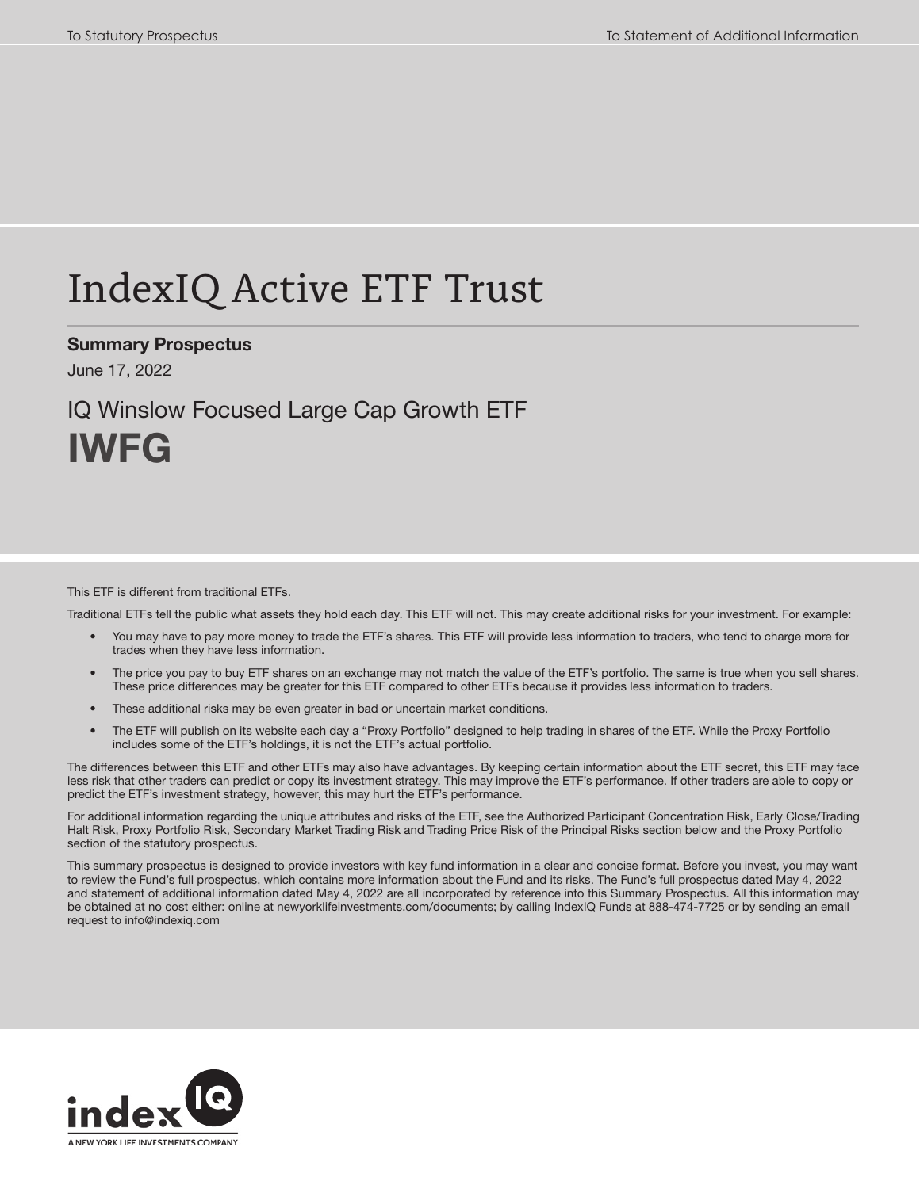To Statutory Prospectus

To Statement of Additional Information

# IndexIQ Active ETF Trust

**Summary Prospectus**

June 17, 2022

## IQ Winslow Focused Large Cap Growth ETF

# IWFG

This ETF is different from traditional ETFs.

Traditional ETFs tell the public what assets they hold each day. This ETF will not. This may create additional risks for your investment. For example:

- You may have to pay more money to trade the ETF's shares. This ETF will provide less information to traders, who tend to charge more for trades when they have less information.
- The price you pay to buy ETF shares on an exchange may not match the value of the ETF's portfolio. The same is true when you sell shares. These price differences may be greater for this ETF compared to other ETFs because it provides less information to traders.
- These additional risks may be even greater in bad or uncertain market conditions.
- The ETF will publish on its website each day a "Proxy Portfolio" designed to help trading in shares of the ETF. While the Proxy Portfolio includes some of the ETF's holdings, it is not the ETF's actual portfolio.

The differences between this ETF and other ETFs may also have advantages. By keeping certain information about the ETF secret, this ETF may face less risk that other traders can predict or copy its investment strategy. This may improve the ETF's performance. If other traders are able to copy or predict the ETF's investment strategy, however, this may hurt the ETF's performance.

For additional information regarding the unique attributes and risks of the ETF, see the Authorized Participant Concentration Risk, Early Close/Trading Halt Risk, Proxy Portfolio Risk, Secondary Market Trading Risk and Trading Price Risk of the Principal Risks section below and the Proxy Portfolio section of the statutory prospectus.

This summary prospectus is designed to provide investors with key fund information in a clear and concise format. Before you invest, you may want to review the Fund's full prospectus, which contains more information about the Fund and its risks. The Fund's full prospectus dated May 4, 2022 and statement of additional information dated May 4, 2022 are all incorporated by reference into this Summary Prospectus. All this information may be obtained at no cost either: online at newyorklifeinvestments.com/documents; by calling IndexIQ Funds at 888-474-7725 or by sending an email request to info@indexiq.com

index IQ

A NEW YORK LIFE INVESTMENTS COMPANY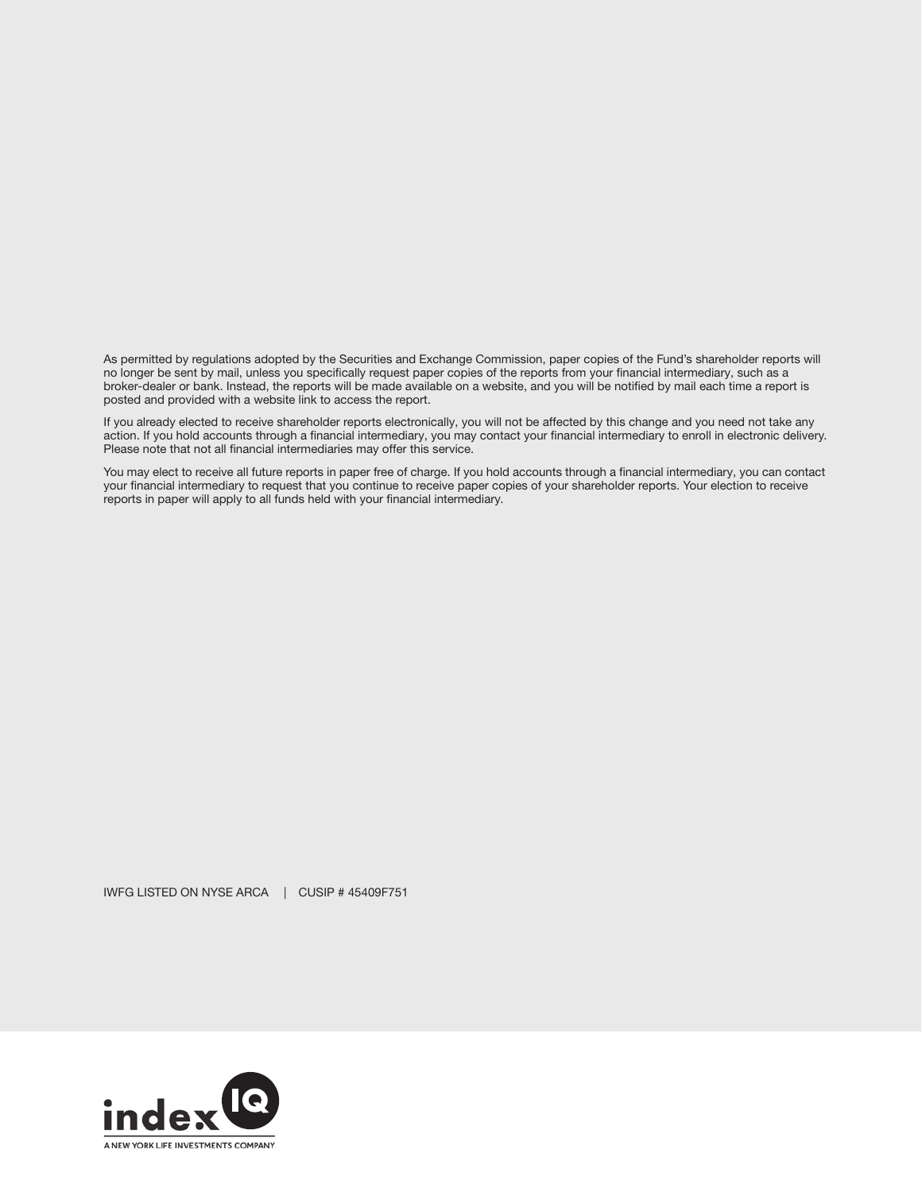As permitted by regulations adopted by the Securities and Exchange Commission, paper copies of the Fund's shareholder reports will no longer be sent by mail, unless you specifically request paper copies of the reports from your financial intermediary, such as a broker-dealer or bank. Instead, the reports will be made available on a website, and you will be notified by mail each time a report is posted and provided with a website link to access the report.

If you already elected to receive shareholder reports electronically, you will not be affected by this change and you need not take any action. If you hold accounts through a financial intermediary, you may contact your financial intermediary to enroll in electronic delivery. Please note that not all financial intermediaries may offer this service.

You may elect to receive all future reports in paper free of charge. If you hold accounts through a financial intermediary, you can contact your financial intermediary to request that you continue to receive paper copies of your shareholder reports. Your election to receive reports in paper will apply to all funds held with your financial intermediary.

IWFG LISTED ON NYSE ARCA | CUSIP # 45409F751

index IQ

A NEW YORK LIFE INVESTMENTS COMPANY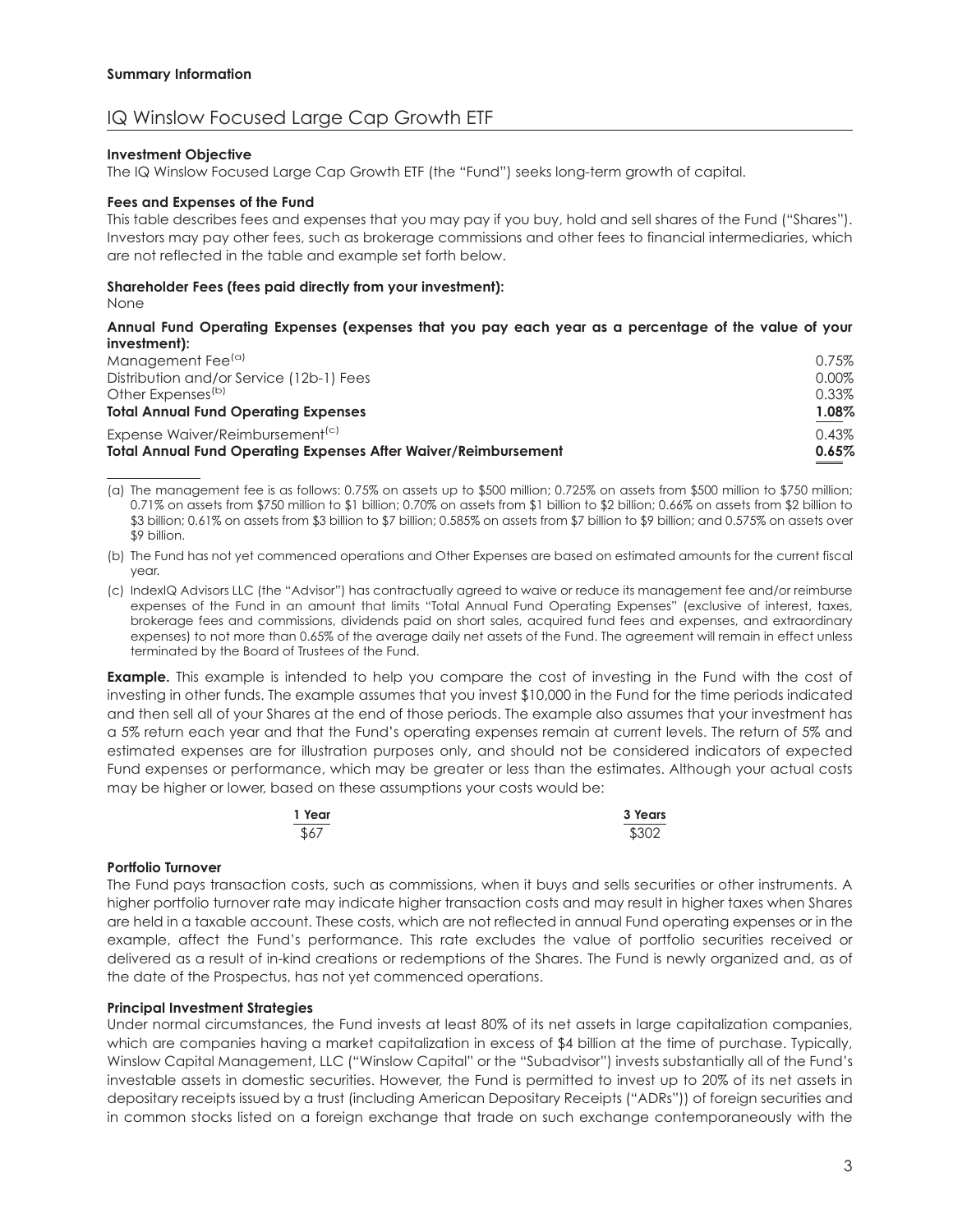**Summary Information**

## IQ Winslow Focused Large Cap Growth ETF

**Investment Objective**

The IQ Winslow Focused Large Cap Growth ETF (the "Fund") seeks long-term growth of capital.

**Fees and Expenses of the Fund**

This table describes fees and expenses that you may pay if you buy, hold and sell shares of the Fund ("Shares"). Investors may pay other fees, such as brokerage commissions and other fees to financial intermediaries, which are not reflected in the table and example set forth below.

**Shareholder Fees (fees paid directly from your investment):**

None

**Annual Fund Operating Expenses (expenses that you pay each year as a percentage of the value of your investment):**

| | |
|---|---|
| Management Fee[(a)] | 0.75% |
| Distribution and/or Service (12b-1) Fees | 0.00% |
| Other Expenses[(b)] | 0.33% |
| **Total Annual Fund Operating Expenses** | **1.08%** |
| Expense Waiver/Reimbursement[(c)] | 0.43% |
| **Total Annual Fund Operating Expenses After Waiver/Reimbursement** | **0.65%** |

(a) The management fee is as follows: 0.75% on assets up to $500 million; 0.725% on assets from $500 million to $750 million; 0.71% on assets from $750 million to $1 billion; 0.70% on assets from $1 billion to $2 billion; 0.66% on assets from $2 billion to $3 billion; 0.61% on assets from $3 billion to $7 billion; 0.585% on assets from $7 billion to $9 billion; and 0.575% on assets over $9 billion.

(b) The Fund has not yet commenced operations and Other Expenses are based on estimated amounts for the current fiscal year.

(c) IndexIQ Advisors LLC (the "Advisor") has contractually agreed to waive or reduce its management fee and/or reimburse expenses of the Fund in an amount that limits "Total Annual Fund Operating Expenses" (exclusive of interest, taxes, brokerage fees and commissions, dividends paid on short sales, acquired fund fees and expenses, and extraordinary expenses) to not more than 0.65% of the average daily net assets of the Fund. The agreement will remain in effect unless terminated by the Board of Trustees of the Fund.

**Example.** This example is intended to help you compare the cost of investing in the Fund with the cost of investing in other funds. The example assumes that you invest $10,000 in the Fund for the time periods indicated and then sell all of your Shares at the end of those periods. The example also assumes that your investment has a 5% return each year and that the Fund's operating expenses remain at current levels. The return of 5% and estimated expenses are for illustration purposes only, and should not be considered indicators of expected Fund expenses or performance, which may be greater or less than the estimates. Although your actual costs may be higher or lower, based on these assumptions your costs would be:

| 1 Year | 3 Years |
|---|---|
| $67 | $302 |

**Portfolio Turnover**

The Fund pays transaction costs, such as commissions, when it buys and sells securities or other instruments. A higher portfolio turnover rate may indicate higher transaction costs and may result in higher taxes when Shares are held in a taxable account. These costs, which are not reflected in annual Fund operating expenses or in the example, affect the Fund's performance. This rate excludes the value of portfolio securities received or delivered as a result of in-kind creations or redemptions of the Shares. The Fund is newly organized and, as of the date of the Prospectus, has not yet commenced operations.

**Principal Investment Strategies**

Under normal circumstances, the Fund invests at least 80% of its net assets in large capitalization companies, which are companies having a market capitalization in excess of $4 billion at the time of purchase. Typically, Winslow Capital Management, LLC ("Winslow Capital" or the "Subadvisor") invests substantially all of the Fund's investable assets in domestic securities. However, the Fund is permitted to invest up to 20% of its net assets in depositary receipts issued by a trust (including American Depositary Receipts ("ADRs")) of foreign securities and in common stocks listed on a foreign exchange that trade on such exchange contemporaneously with the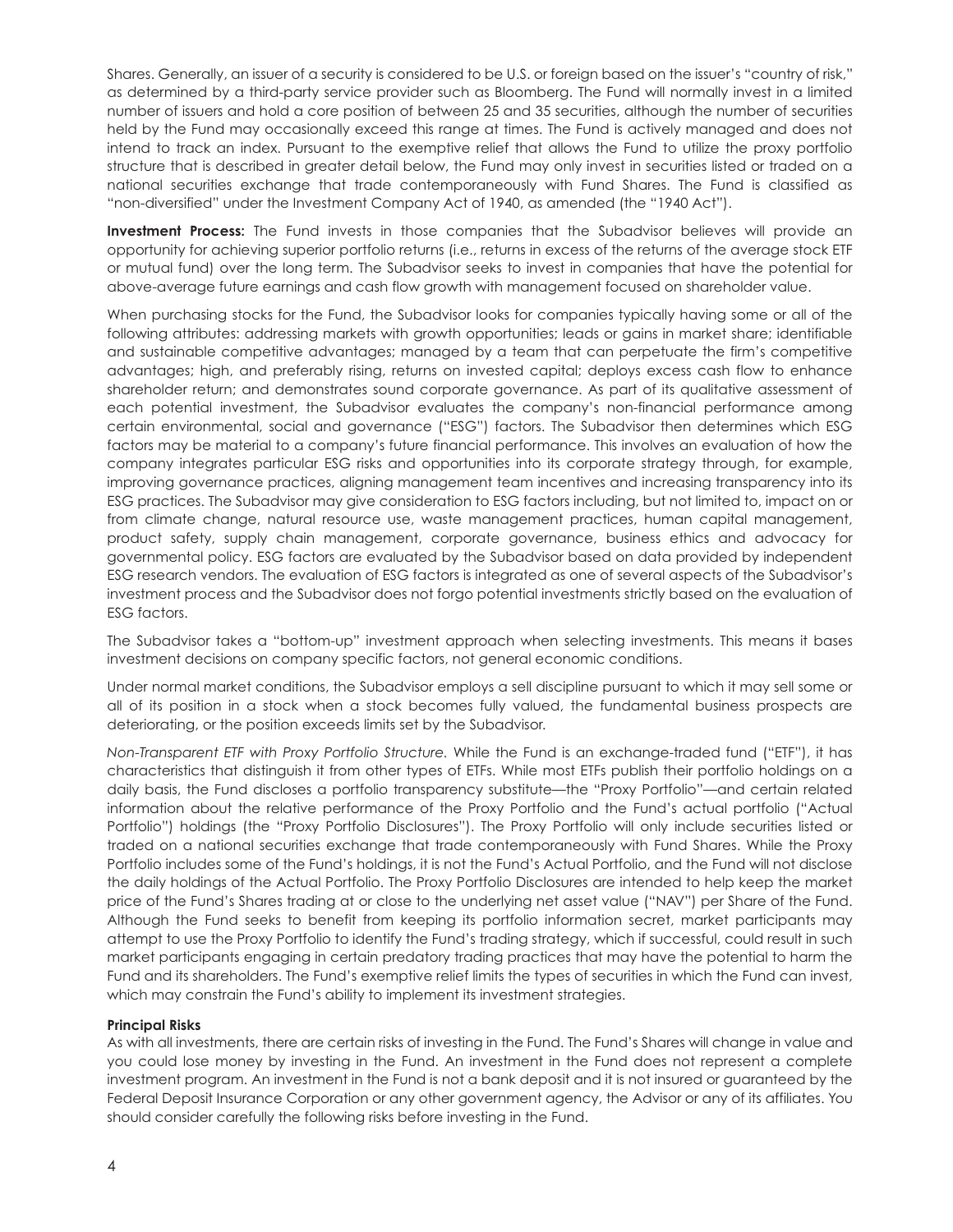Shares. Generally, an issuer of a security is considered to be U.S. or foreign based on the issuer's "country of risk," as determined by a third-party service provider such as Bloomberg. The Fund will normally invest in a limited number of issuers and hold a core position of between 25 and 35 securities, although the number of securities held by the Fund may occasionally exceed this range at times. The Fund is actively managed and does not intend to track an index. Pursuant to the exemptive relief that allows the Fund to utilize the proxy portfolio structure that is described in greater detail below, the Fund may only invest in securities listed or traded on a national securities exchange that trade contemporaneously with Fund Shares. The Fund is classified as "non-diversified" under the Investment Company Act of 1940, as amended (the "1940 Act").

**Investment Process:** The Fund invests in those companies that the Subadvisor believes will provide an opportunity for achieving superior portfolio returns (i.e., returns in excess of the returns of the average stock ETF or mutual fund) over the long term. The Subadvisor seeks to invest in companies that have the potential for above-average future earnings and cash flow growth with management focused on shareholder value.

When purchasing stocks for the Fund, the Subadvisor looks for companies typically having some or all of the following attributes: addressing markets with growth opportunities; leads or gains in market share; identifiable and sustainable competitive advantages; managed by a team that can perpetuate the firm's competitive advantages; high, and preferably rising, returns on invested capital; deploys excess cash flow to enhance shareholder return; and demonstrates sound corporate governance. As part of its qualitative assessment of each potential investment, the Subadvisor evaluates the company's non-financial performance among certain environmental, social and governance ("ESG") factors. The Subadvisor then determines which ESG factors may be material to a company's future financial performance. This involves an evaluation of how the company integrates particular ESG risks and opportunities into its corporate strategy through, for example, improving governance practices, aligning management team incentives and increasing transparency into its ESG practices. The Subadvisor may give consideration to ESG factors including, but not limited to, impact on or from climate change, natural resource use, waste management practices, human capital management, product safety, supply chain management, corporate governance, business ethics and advocacy for governmental policy. ESG factors are evaluated by the Subadvisor based on data provided by independent ESG research vendors. The evaluation of ESG factors is integrated as one of several aspects of the Subadvisor's investment process and the Subadvisor does not forgo potential investments strictly based on the evaluation of ESG factors.

The Subadvisor takes a "bottom-up" investment approach when selecting investments. This means it bases investment decisions on company specific factors, not general economic conditions.

Under normal market conditions, the Subadvisor employs a sell discipline pursuant to which it may sell some or all of its position in a stock when a stock becomes fully valued, the fundamental business prospects are deteriorating, or the position exceeds limits set by the Subadvisor.

*Non-Transparent ETF with Proxy Portfolio Structure.* While the Fund is an exchange-traded fund ("ETF"), it has characteristics that distinguish it from other types of ETFs. While most ETFs publish their portfolio holdings on a daily basis, the Fund discloses a portfolio transparency substitute—the "Proxy Portfolio"—and certain related information about the relative performance of the Proxy Portfolio and the Fund's actual portfolio ("Actual Portfolio") holdings (the "Proxy Portfolio Disclosures"). The Proxy Portfolio will only include securities listed or traded on a national securities exchange that trade contemporaneously with Fund Shares. While the Proxy Portfolio includes some of the Fund's holdings, it is not the Fund's Actual Portfolio, and the Fund will not disclose the daily holdings of the Actual Portfolio. The Proxy Portfolio Disclosures are intended to help keep the market price of the Fund's Shares trading at or close to the underlying net asset value ("NAV") per Share of the Fund. Although the Fund seeks to benefit from keeping its portfolio information secret, market participants may attempt to use the Proxy Portfolio to identify the Fund's trading strategy, which if successful, could result in such market participants engaging in certain predatory trading practices that may have the potential to harm the Fund and its shareholders. The Fund's exemptive relief limits the types of securities in which the Fund can invest, which may constrain the Fund's ability to implement its investment strategies.

**Principal Risks**

As with all investments, there are certain risks of investing in the Fund. The Fund's Shares will change in value and you could lose money by investing in the Fund. An investment in the Fund does not represent a complete investment program. An investment in the Fund is not a bank deposit and it is not insured or guaranteed by the Federal Deposit Insurance Corporation or any other government agency, the Advisor or any of its affiliates. You should consider carefully the following risks before investing in the Fund.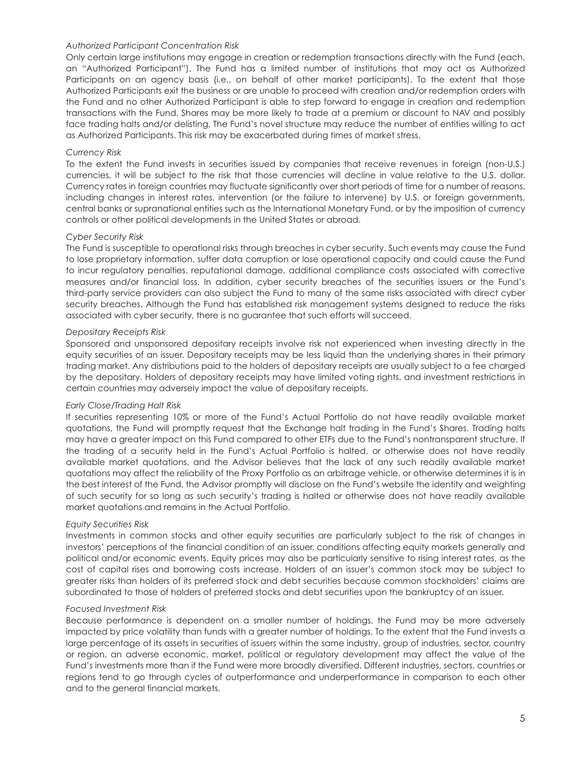*Authorized Participant Concentration Risk*

Only certain large institutions may engage in creation or redemption transactions directly with the Fund (each, an "Authorized Participant"). The Fund has a limited number of institutions that may act as Authorized Participants on an agency basis (i.e., on behalf of other market participants). To the extent that those Authorized Participants exit the business or are unable to proceed with creation and/or redemption orders with the Fund and no other Authorized Participant is able to step forward to engage in creation and redemption transactions with the Fund, Shares may be more likely to trade at a premium or discount to NAV and possibly face trading halts and/or delisting. The Fund's novel structure may reduce the number of entities willing to act as Authorized Participants. This risk may be exacerbated during times of market stress.

*Currency Risk*

To the extent the Fund invests in securities issued by companies that receive revenues in foreign (non-U.S.) currencies, it will be subject to the risk that those currencies will decline in value relative to the U.S. dollar. Currency rates in foreign countries may fluctuate significantly over short periods of time for a number of reasons, including changes in interest rates, intervention (or the failure to intervene) by U.S. or foreign governments, central banks or supranational entities such as the International Monetary Fund, or by the imposition of currency controls or other political developments in the United States or abroad.

*Cyber Security Risk*

The Fund is susceptible to operational risks through breaches in cyber security. Such events may cause the Fund to lose proprietary information, suffer data corruption or lose operational capacity and could cause the Fund to incur regulatory penalties, reputational damage, additional compliance costs associated with corrective measures and/or financial loss. In addition, cyber security breaches of the securities issuers or the Fund's third-party service providers can also subject the Fund to many of the same risks associated with direct cyber security breaches. Although the Fund has established risk management systems designed to reduce the risks associated with cyber security, there is no guarantee that such efforts will succeed.

*Depositary Receipts Risk*

Sponsored and unsponsored depositary receipts involve risk not experienced when investing directly in the equity securities of an issuer. Depositary receipts may be less liquid than the underlying shares in their primary trading market. Any distributions paid to the holders of depositary receipts are usually subject to a fee charged by the depositary. Holders of depositary receipts may have limited voting rights, and investment restrictions in certain countries may adversely impact the value of depositary receipts.

*Early Close/Trading Halt Risk*

If securities representing 10% or more of the Fund's Actual Portfolio do not have readily available market quotations, the Fund will promptly request that the Exchange halt trading in the Fund's Shares. Trading halts may have a greater impact on this Fund compared to other ETFs due to the Fund's nontransparent structure. If the trading of a security held in the Fund's Actual Portfolio is halted, or otherwise does not have readily available market quotations, and the Advisor believes that the lack of any such readily available market quotations may affect the reliability of the Proxy Portfolio as an arbitrage vehicle, or otherwise determines it is in the best interest of the Fund, the Advisor promptly will disclose on the Fund's website the identity and weighting of such security for so long as such security's trading is halted or otherwise does not have readily available market quotations and remains in the Actual Portfolio.

*Equity Securities Risk*

Investments in common stocks and other equity securities are particularly subject to the risk of changes in investors' perceptions of the financial condition of an issuer, conditions affecting equity markets generally and political and/or economic events. Equity prices may also be particularly sensitive to rising interest rates, as the cost of capital rises and borrowing costs increase. Holders of an issuer's common stock may be subject to greater risks than holders of its preferred stock and debt securities because common stockholders' claims are subordinated to those of holders of preferred stocks and debt securities upon the bankruptcy of an issuer.

*Focused Investment Risk*

Because performance is dependent on a smaller number of holdings, the Fund may be more adversely impacted by price volatility than funds with a greater number of holdings. To the extent that the Fund invests a large percentage of its assets in securities of issuers within the same industry, group of industries, sector, country or region, an adverse economic, market, political or regulatory development may affect the value of the Fund's investments more than if the Fund were more broadly diversified. Different industries, sectors, countries or regions tend to go through cycles of outperformance and underperformance in comparison to each other and to the general financial markets.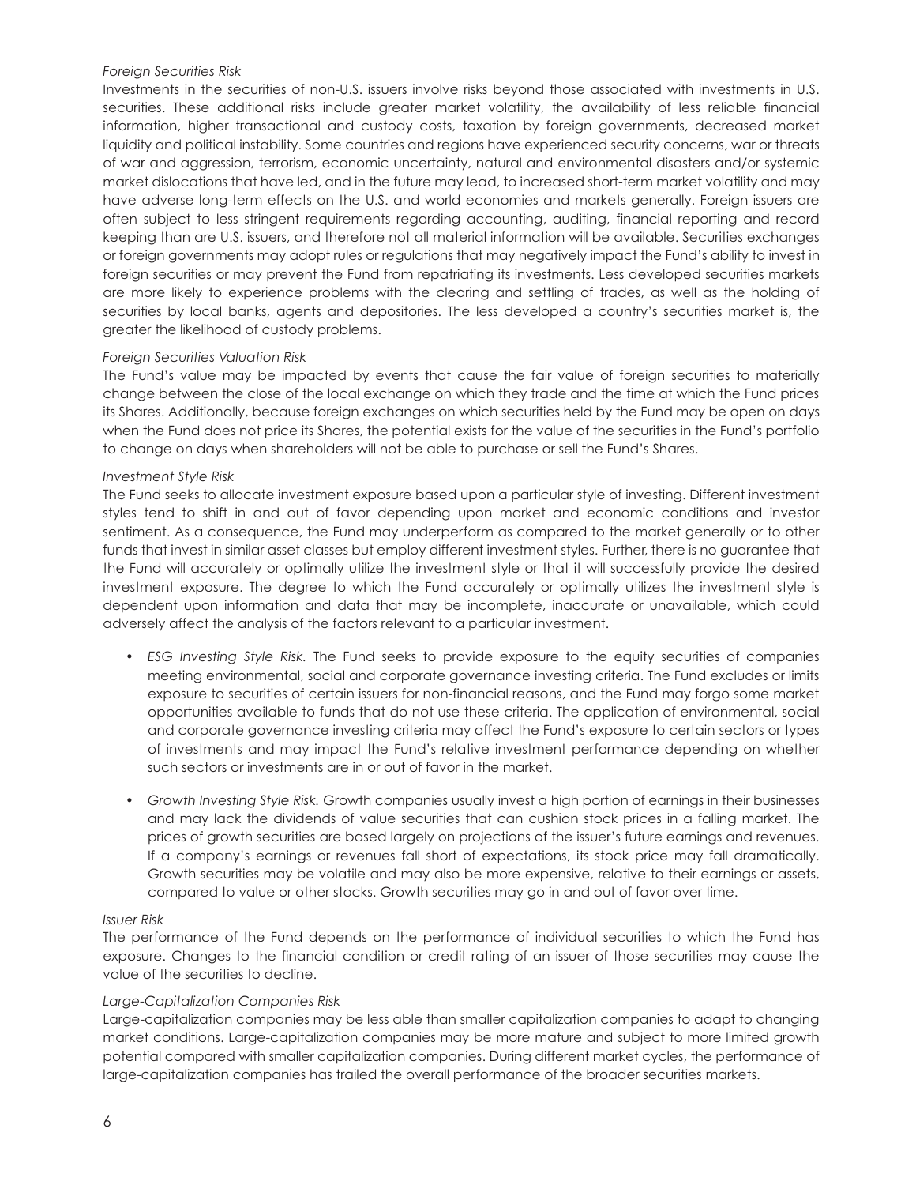*Foreign Securities Risk*

Investments in the securities of non-U.S. issuers involve risks beyond those associated with investments in U.S. securities. These additional risks include greater market volatility, the availability of less reliable financial information, higher transactional and custody costs, taxation by foreign governments, decreased market liquidity and political instability. Some countries and regions have experienced security concerns, war or threats of war and aggression, terrorism, economic uncertainty, natural and environmental disasters and/or systemic market dislocations that have led, and in the future may lead, to increased short-term market volatility and may have adverse long-term effects on the U.S. and world economies and markets generally. Foreign issuers are often subject to less stringent requirements regarding accounting, auditing, financial reporting and record keeping than are U.S. issuers, and therefore not all material information will be available. Securities exchanges or foreign governments may adopt rules or regulations that may negatively impact the Fund's ability to invest in foreign securities or may prevent the Fund from repatriating its investments. Less developed securities markets are more likely to experience problems with the clearing and settling of trades, as well as the holding of securities by local banks, agents and depositories. The less developed a country's securities market is, the greater the likelihood of custody problems.

*Foreign Securities Valuation Risk*

The Fund's value may be impacted by events that cause the fair value of foreign securities to materially change between the close of the local exchange on which they trade and the time at which the Fund prices its Shares. Additionally, because foreign exchanges on which securities held by the Fund may be open on days when the Fund does not price its Shares, the potential exists for the value of the securities in the Fund's portfolio to change on days when shareholders will not be able to purchase or sell the Fund's Shares.

*Investment Style Risk*

The Fund seeks to allocate investment exposure based upon a particular style of investing. Different investment styles tend to shift in and out of favor depending upon market and economic conditions and investor sentiment. As a consequence, the Fund may underperform as compared to the market generally or to other funds that invest in similar asset classes but employ different investment styles. Further, there is no guarantee that the Fund will accurately or optimally utilize the investment style or that it will successfully provide the desired investment exposure. The degree to which the Fund accurately or optimally utilizes the investment style is dependent upon information and data that may be incomplete, inaccurate or unavailable, which could adversely affect the analysis of the factors relevant to a particular investment.

- *ESG Investing Style Risk.* The Fund seeks to provide exposure to the equity securities of companies meeting environmental, social and corporate governance investing criteria. The Fund excludes or limits exposure to securities of certain issuers for non-financial reasons, and the Fund may forgo some market opportunities available to funds that do not use these criteria. The application of environmental, social and corporate governance investing criteria may affect the Fund's exposure to certain sectors or types of investments and may impact the Fund's relative investment performance depending on whether such sectors or investments are in or out of favor in the market.

- *Growth Investing Style Risk.* Growth companies usually invest a high portion of earnings in their businesses and may lack the dividends of value securities that can cushion stock prices in a falling market. The prices of growth securities are based largely on projections of the issuer's future earnings and revenues. If a company's earnings or revenues fall short of expectations, its stock price may fall dramatically. Growth securities may be volatile and may also be more expensive, relative to their earnings or assets, compared to value or other stocks. Growth securities may go in and out of favor over time.

*Issuer Risk*

The performance of the Fund depends on the performance of individual securities to which the Fund has exposure. Changes to the financial condition or credit rating of an issuer of those securities may cause the value of the securities to decline.

*Large-Capitalization Companies Risk*

Large-capitalization companies may be less able than smaller capitalization companies to adapt to changing market conditions. Large-capitalization companies may be more mature and subject to more limited growth potential compared with smaller capitalization companies. During different market cycles, the performance of large-capitalization companies has trailed the overall performance of the broader securities markets.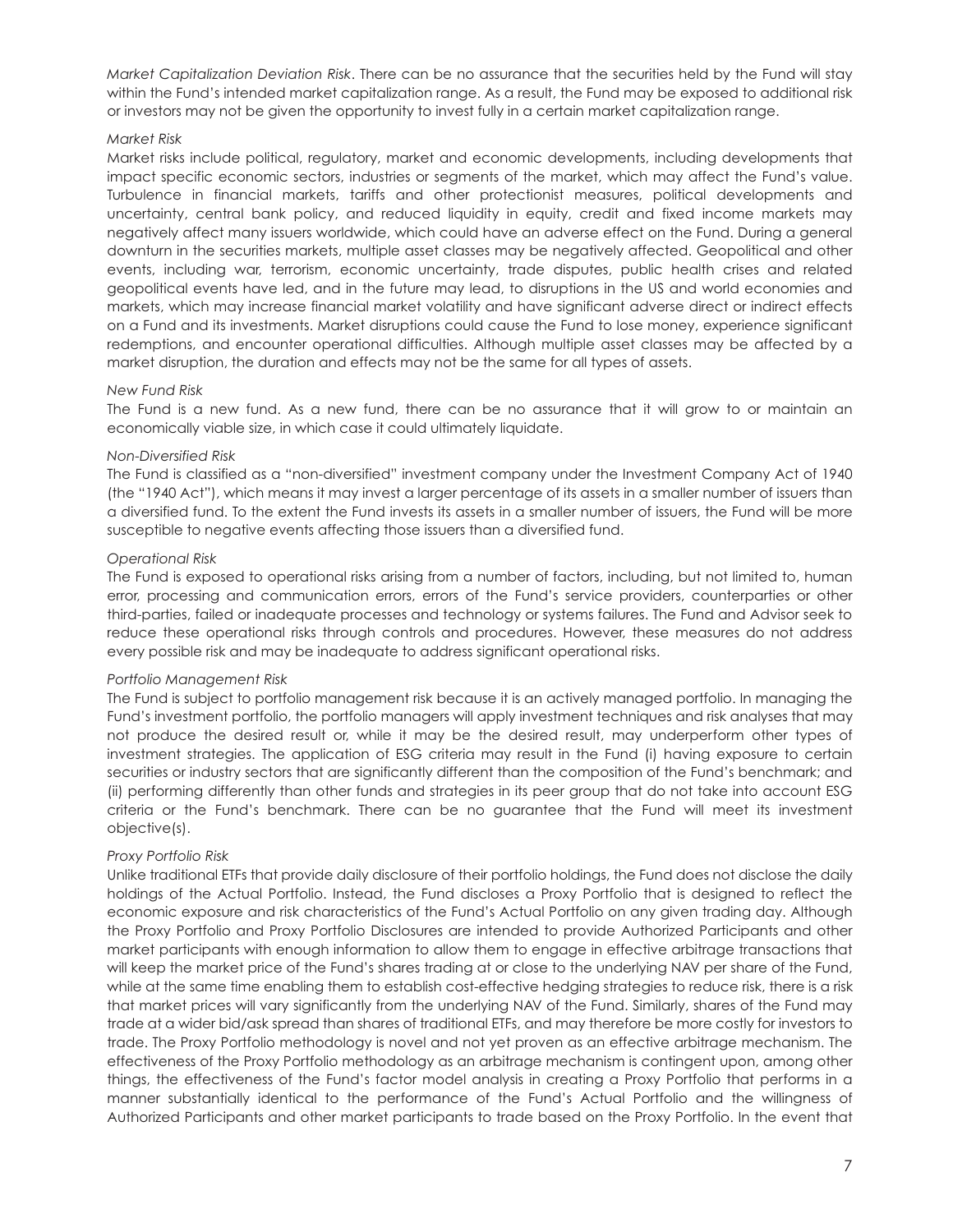*Market Capitalization Deviation Risk*. There can be no assurance that the securities held by the Fund will stay within the Fund's intended market capitalization range. As a result, the Fund may be exposed to additional risk or investors may not be given the opportunity to invest fully in a certain market capitalization range.

*Market Risk*

Market risks include political, regulatory, market and economic developments, including developments that impact specific economic sectors, industries or segments of the market, which may affect the Fund's value. Turbulence in financial markets, tariffs and other protectionist measures, political developments and uncertainty, central bank policy, and reduced liquidity in equity, credit and fixed income markets may negatively affect many issuers worldwide, which could have an adverse effect on the Fund. During a general downturn in the securities markets, multiple asset classes may be negatively affected. Geopolitical and other events, including war, terrorism, economic uncertainty, trade disputes, public health crises and related geopolitical events have led, and in the future may lead, to disruptions in the US and world economies and markets, which may increase financial market volatility and have significant adverse direct or indirect effects on a Fund and its investments. Market disruptions could cause the Fund to lose money, experience significant redemptions, and encounter operational difficulties. Although multiple asset classes may be affected by a market disruption, the duration and effects may not be the same for all types of assets.

*New Fund Risk*

The Fund is a new fund. As a new fund, there can be no assurance that it will grow to or maintain an economically viable size, in which case it could ultimately liquidate.

*Non-Diversified Risk*

The Fund is classified as a "non-diversified" investment company under the Investment Company Act of 1940 (the "1940 Act"), which means it may invest a larger percentage of its assets in a smaller number of issuers than a diversified fund. To the extent the Fund invests its assets in a smaller number of issuers, the Fund will be more susceptible to negative events affecting those issuers than a diversified fund.

*Operational Risk*

The Fund is exposed to operational risks arising from a number of factors, including, but not limited to, human error, processing and communication errors, errors of the Fund's service providers, counterparties or other third-parties, failed or inadequate processes and technology or systems failures. The Fund and Advisor seek to reduce these operational risks through controls and procedures. However, these measures do not address every possible risk and may be inadequate to address significant operational risks.

*Portfolio Management Risk*

The Fund is subject to portfolio management risk because it is an actively managed portfolio. In managing the Fund's investment portfolio, the portfolio managers will apply investment techniques and risk analyses that may not produce the desired result or, while it may be the desired result, may underperform other types of investment strategies. The application of ESG criteria may result in the Fund (i) having exposure to certain securities or industry sectors that are significantly different than the composition of the Fund's benchmark; and (ii) performing differently than other funds and strategies in its peer group that do not take into account ESG criteria or the Fund's benchmark. There can be no guarantee that the Fund will meet its investment objective(s).

*Proxy Portfolio Risk*

Unlike traditional ETFs that provide daily disclosure of their portfolio holdings, the Fund does not disclose the daily holdings of the Actual Portfolio. Instead, the Fund discloses a Proxy Portfolio that is designed to reflect the economic exposure and risk characteristics of the Fund's Actual Portfolio on any given trading day. Although the Proxy Portfolio and Proxy Portfolio Disclosures are intended to provide Authorized Participants and other market participants with enough information to allow them to engage in effective arbitrage transactions that will keep the market price of the Fund's shares trading at or close to the underlying NAV per share of the Fund, while at the same time enabling them to establish cost-effective hedging strategies to reduce risk, there is a risk that market prices will vary significantly from the underlying NAV of the Fund. Similarly, shares of the Fund may trade at a wider bid/ask spread than shares of traditional ETFs, and may therefore be more costly for investors to trade. The Proxy Portfolio methodology is novel and not yet proven as an effective arbitrage mechanism. The effectiveness of the Proxy Portfolio methodology as an arbitrage mechanism is contingent upon, among other things, the effectiveness of the Fund's factor model analysis in creating a Proxy Portfolio that performs in a manner substantially identical to the performance of the Fund's Actual Portfolio and the willingness of Authorized Participants and other market participants to trade based on the Proxy Portfolio. In the event that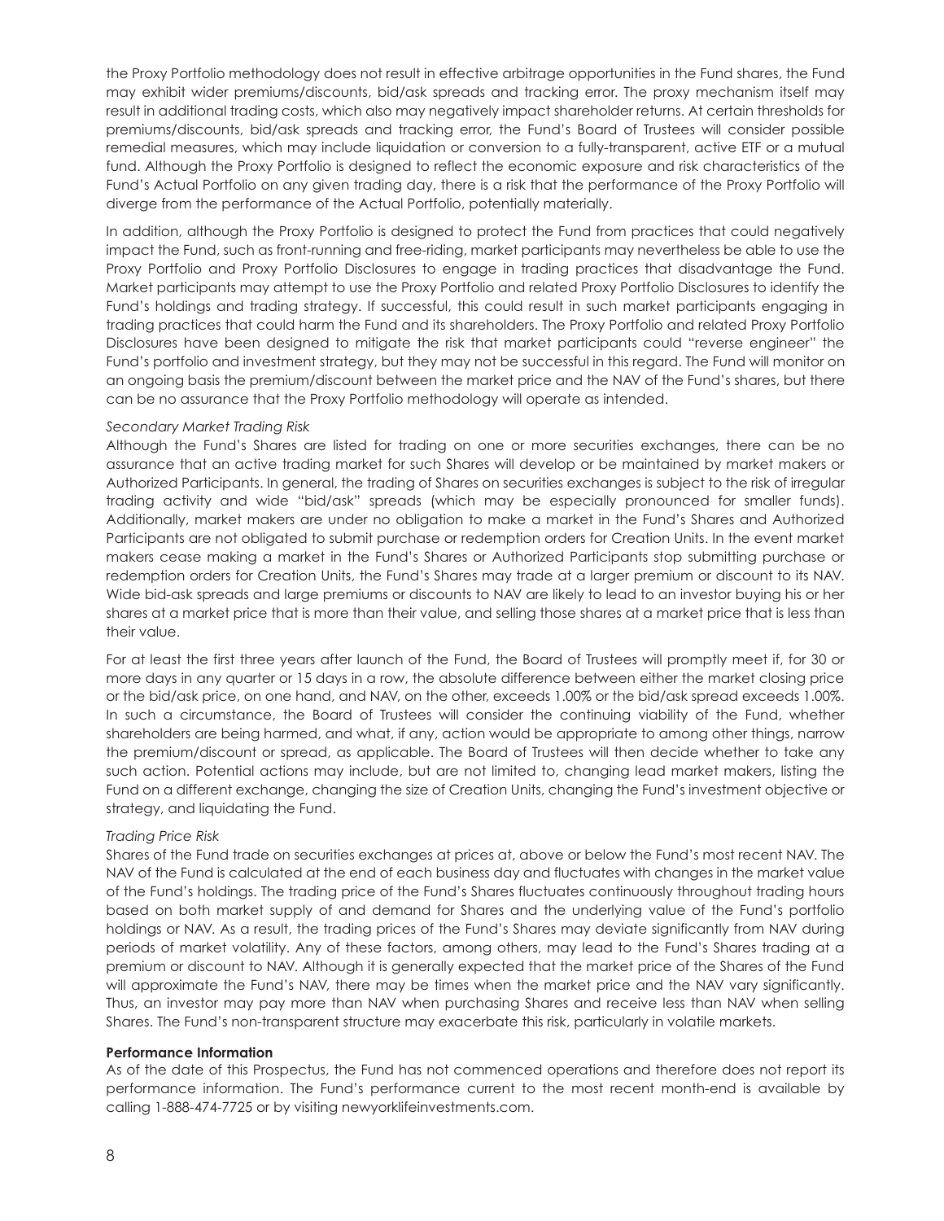the Proxy Portfolio methodology does not result in effective arbitrage opportunities in the Fund shares, the Fund may exhibit wider premiums/discounts, bid/ask spreads and tracking error. The proxy mechanism itself may result in additional trading costs, which also may negatively impact shareholder returns. At certain thresholds for premiums/discounts, bid/ask spreads and tracking error, the Fund's Board of Trustees will consider possible remedial measures, which may include liquidation or conversion to a fully-transparent, active ETF or a mutual fund. Although the Proxy Portfolio is designed to reflect the economic exposure and risk characteristics of the Fund's Actual Portfolio on any given trading day, there is a risk that the performance of the Proxy Portfolio will diverge from the performance of the Actual Portfolio, potentially materially.

In addition, although the Proxy Portfolio is designed to protect the Fund from practices that could negatively impact the Fund, such as front-running and free-riding, market participants may nevertheless be able to use the Proxy Portfolio and Proxy Portfolio Disclosures to engage in trading practices that disadvantage the Fund. Market participants may attempt to use the Proxy Portfolio and related Proxy Portfolio Disclosures to identify the Fund's holdings and trading strategy. If successful, this could result in such market participants engaging in trading practices that could harm the Fund and its shareholders. The Proxy Portfolio and related Proxy Portfolio Disclosures have been designed to mitigate the risk that market participants could "reverse engineer" the Fund's portfolio and investment strategy, but they may not be successful in this regard. The Fund will monitor on an ongoing basis the premium/discount between the market price and the NAV of the Fund's shares, but there can be no assurance that the Proxy Portfolio methodology will operate as intended.

*Secondary Market Trading Risk*

Although the Fund's Shares are listed for trading on one or more securities exchanges, there can be no assurance that an active trading market for such Shares will develop or be maintained by market makers or Authorized Participants. In general, the trading of Shares on securities exchanges is subject to the risk of irregular trading activity and wide "bid/ask" spreads (which may be especially pronounced for smaller funds). Additionally, market makers are under no obligation to make a market in the Fund's Shares and Authorized Participants are not obligated to submit purchase or redemption orders for Creation Units. In the event market makers cease making a market in the Fund's Shares or Authorized Participants stop submitting purchase or redemption orders for Creation Units, the Fund's Shares may trade at a larger premium or discount to its NAV. Wide bid-ask spreads and large premiums or discounts to NAV are likely to lead to an investor buying his or her shares at a market price that is more than their value, and selling those shares at a market price that is less than their value.

For at least the first three years after launch of the Fund, the Board of Trustees will promptly meet if, for 30 or more days in any quarter or 15 days in a row, the absolute difference between either the market closing price or the bid/ask price, on one hand, and NAV, on the other, exceeds 1.00% or the bid/ask spread exceeds 1.00%. In such a circumstance, the Board of Trustees will consider the continuing viability of the Fund, whether shareholders are being harmed, and what, if any, action would be appropriate to among other things, narrow the premium/discount or spread, as applicable. The Board of Trustees will then decide whether to take any such action. Potential actions may include, but are not limited to, changing lead market makers, listing the Fund on a different exchange, changing the size of Creation Units, changing the Fund's investment objective or strategy, and liquidating the Fund.

*Trading Price Risk*

Shares of the Fund trade on securities exchanges at prices at, above or below the Fund's most recent NAV. The NAV of the Fund is calculated at the end of each business day and fluctuates with changes in the market value of the Fund's holdings. The trading price of the Fund's Shares fluctuates continuously throughout trading hours based on both market supply of and demand for Shares and the underlying value of the Fund's portfolio holdings or NAV. As a result, the trading prices of the Fund's Shares may deviate significantly from NAV during periods of market volatility. Any of these factors, among others, may lead to the Fund's Shares trading at a premium or discount to NAV. Although it is generally expected that the market price of the Shares of the Fund will approximate the Fund's NAV, there may be times when the market price and the NAV vary significantly. Thus, an investor may pay more than NAV when purchasing Shares and receive less than NAV when selling Shares. The Fund's non-transparent structure may exacerbate this risk, particularly in volatile markets.

**Performance Information**

As of the date of this Prospectus, the Fund has not commenced operations and therefore does not report its performance information. The Fund's performance current to the most recent month-end is available by calling 1-888-474-7725 or by visiting newyorklifeinvestments.com.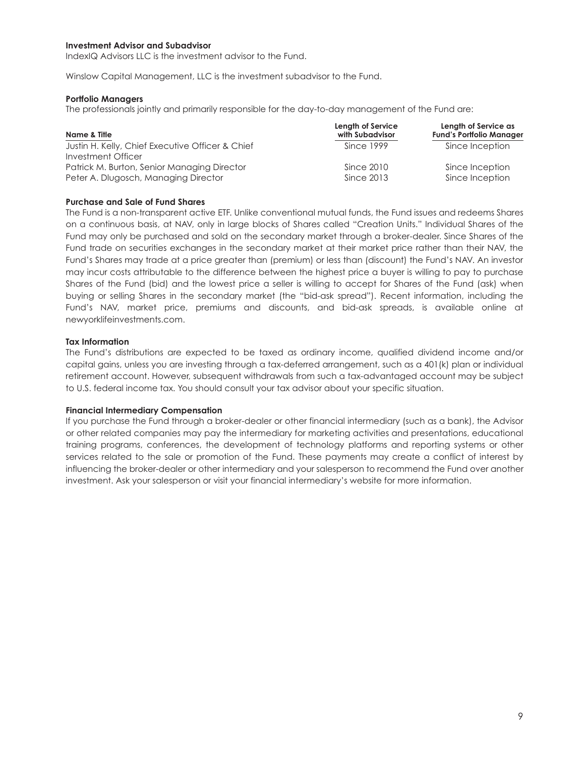**Investment Advisor and Subadvisor**

IndexIQ Advisors LLC is the investment advisor to the Fund.

Winslow Capital Management, LLC is the investment subadvisor to the Fund.

**Portfolio Managers**

The professionals jointly and primarily responsible for the day-to-day management of the Fund are:

| Name & Title | Length of Service with Subadvisor | Length of Service as Fund's Portfolio Manager |
|---|---|---|
| Justin H. Kelly, Chief Executive Officer & Chief Investment Officer | Since 1999 | Since Inception |
| Patrick M. Burton, Senior Managing Director | Since 2010 | Since Inception |
| Peter A. Dlugosch, Managing Director | Since 2013 | Since Inception |

**Purchase and Sale of Fund Shares**

The Fund is a non-transparent active ETF. Unlike conventional mutual funds, the Fund issues and redeems Shares on a continuous basis, at NAV, only in large blocks of Shares called "Creation Units." Individual Shares of the Fund may only be purchased and sold on the secondary market through a broker-dealer. Since Shares of the Fund trade on securities exchanges in the secondary market at their market price rather than their NAV, the Fund's Shares may trade at a price greater than (premium) or less than (discount) the Fund's NAV. An investor may incur costs attributable to the difference between the highest price a buyer is willing to pay to purchase Shares of the Fund (bid) and the lowest price a seller is willing to accept for Shares of the Fund (ask) when buying or selling Shares in the secondary market (the "bid-ask spread"). Recent information, including the Fund's NAV, market price, premiums and discounts, and bid-ask spreads, is available online at newyorklifeinvestments.com.

**Tax Information**

The Fund's distributions are expected to be taxed as ordinary income, qualified dividend income and/or capital gains, unless you are investing through a tax-deferred arrangement, such as a 401(k) plan or individual retirement account. However, subsequent withdrawals from such a tax-advantaged account may be subject to U.S. federal income tax. You should consult your tax advisor about your specific situation.

**Financial Intermediary Compensation**

If you purchase the Fund through a broker-dealer or other financial intermediary (such as a bank), the Advisor or other related companies may pay the intermediary for marketing activities and presentations, educational training programs, conferences, the development of technology platforms and reporting systems or other services related to the sale or promotion of the Fund. These payments may create a conflict of interest by influencing the broker-dealer or other intermediary and your salesperson to recommend the Fund over another investment. Ask your salesperson or visit your financial intermediary's website for more information.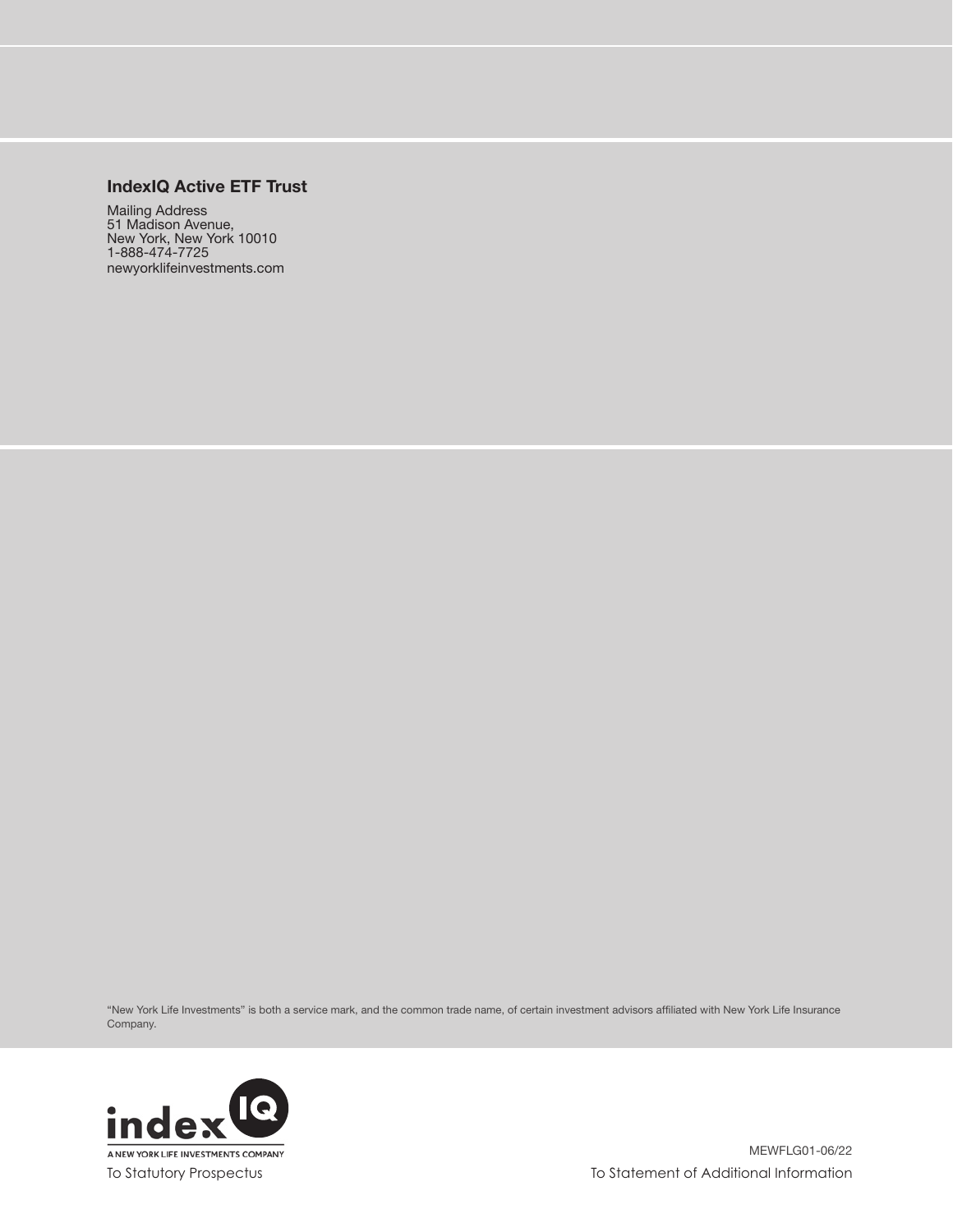**IndexIQ Active ETF Trust**

Mailing Address
51 Madison Avenue,
New York, New York 10010
1-888-474-7725
newyorklifeinvestments.com

"New York Life Investments" is both a service mark, and the common trade name, of certain investment advisors affiliated with New York Life Insurance Company.

index IQ
A NEW YORK LIFE INVESTMENTS COMPANY

MEWFLG01-06/22

To Statutory Prospectus

To Statement of Additional Information